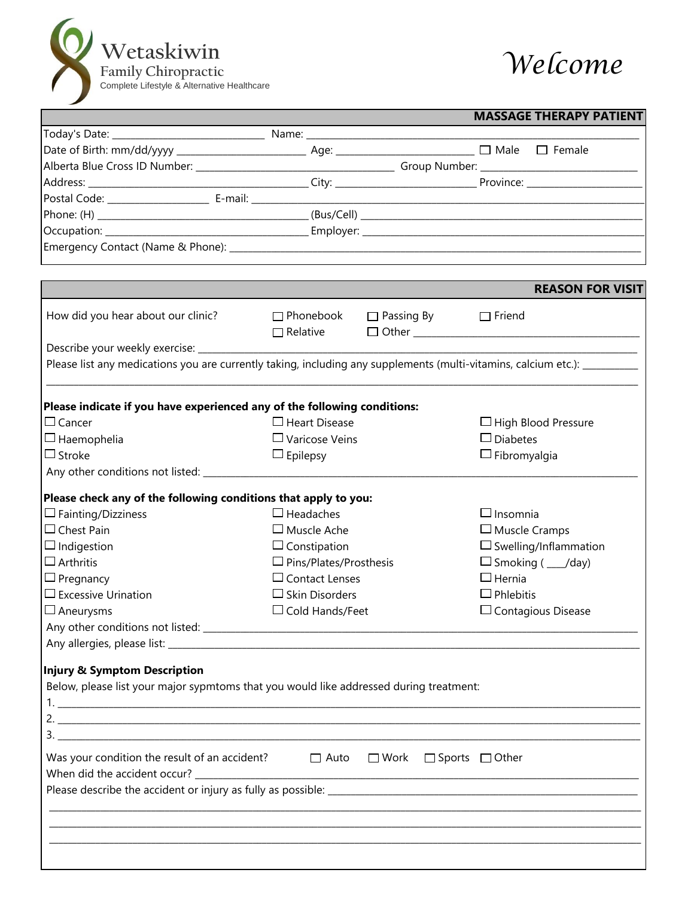**Wetaskiwin**
Family Chiropractic
Complete Lifestyle & Alternative Healthcare

*Welcome*

## MASSAGE THERAPY PATIENT

Today's Date: ___________________________ Name: ___________________________________________________

Date of Birth: mm/dd/yyyy ________________________ Age: _________________________ ☐ Male ☐ Female

Alberta Blue Cross ID Number: ____________________________________ Group Number: ____________________________

Address: ___________________________________________ City: ___________________________ Province: ______________________

Postal Code: ___________________ E-mail: ____________________________________________________________________________

Phone: (H) ___________________________________________ (Bus/Cell) ______________________________________________________

Occupation: ___________________________________________ Employer: ______________________________________________________

Emergency Contact (Name & Phone): _________________________________________________________________________________

## REASON FOR VISIT

How did you hear about our clinic? ☐ Phonebook ☐ Passing By ☐ Friend ☐ Relative ☐ Other ______________________________

Describe your weekly exercise: ____________________________________________________________________________________

Please list any medications you are currently taking, including any supplements (multi-vitamins, calcium etc.): __________

______________________________________________________________________________________________________________

**Please indicate if you have experienced any of the following conditions:**

- ☐ Cancer
- ☐ Heart Disease
- ☐ High Blood Pressure
- ☐ Haemophelia
- ☐ Varicose Veins
- ☐ Diabetes
- ☐ Stroke
- ☐ Epilepsy
- ☐ Fibromyalgia

Any other conditions not listed: ________________________________________________________________________________

**Please check any of the following conditions that apply to you:**

- ☐ Fainting/Dizziness
- ☐ Headaches
- ☐ Insomnia
- ☐ Chest Pain
- ☐ Muscle Ache
- ☐ Muscle Cramps
- ☐ Indigestion
- ☐ Constipation
- ☐ Swelling/Inflammation
- ☐ Arthritis
- ☐ Pins/Plates/Prosthesis
- ☐ Smoking ( ___/day)
- ☐ Pregnancy
- ☐ Contact Lenses
- ☐ Hernia
- ☐ Excessive Urination
- ☐ Skin Disorders
- ☐ Phlebitis
- ☐ Aneurysms
- ☐ Cold Hands/Feet
- ☐ Contagious Disease

Any other conditions not listed: ________________________________________________________________________________

Any allergies, please list: _____________________________________________________________________________________

**Injury & Symptom Description**

Below, please list your major sypmtoms that you would like addressed during treatment:

1. ______________________________________________________________________________________________________________
2. ______________________________________________________________________________________________________________
3. ______________________________________________________________________________________________________________

Was your condition the result of an accident? ☐ Auto ☐ Work ☐ Sports ☐ Other

When did the accident occur? __________________________________________________________________________________

Please describe the accident or injury as fully as possible: ____________________________________________________________

______________________________________________________________________________________________________________

______________________________________________________________________________________________________________

______________________________________________________________________________________________________________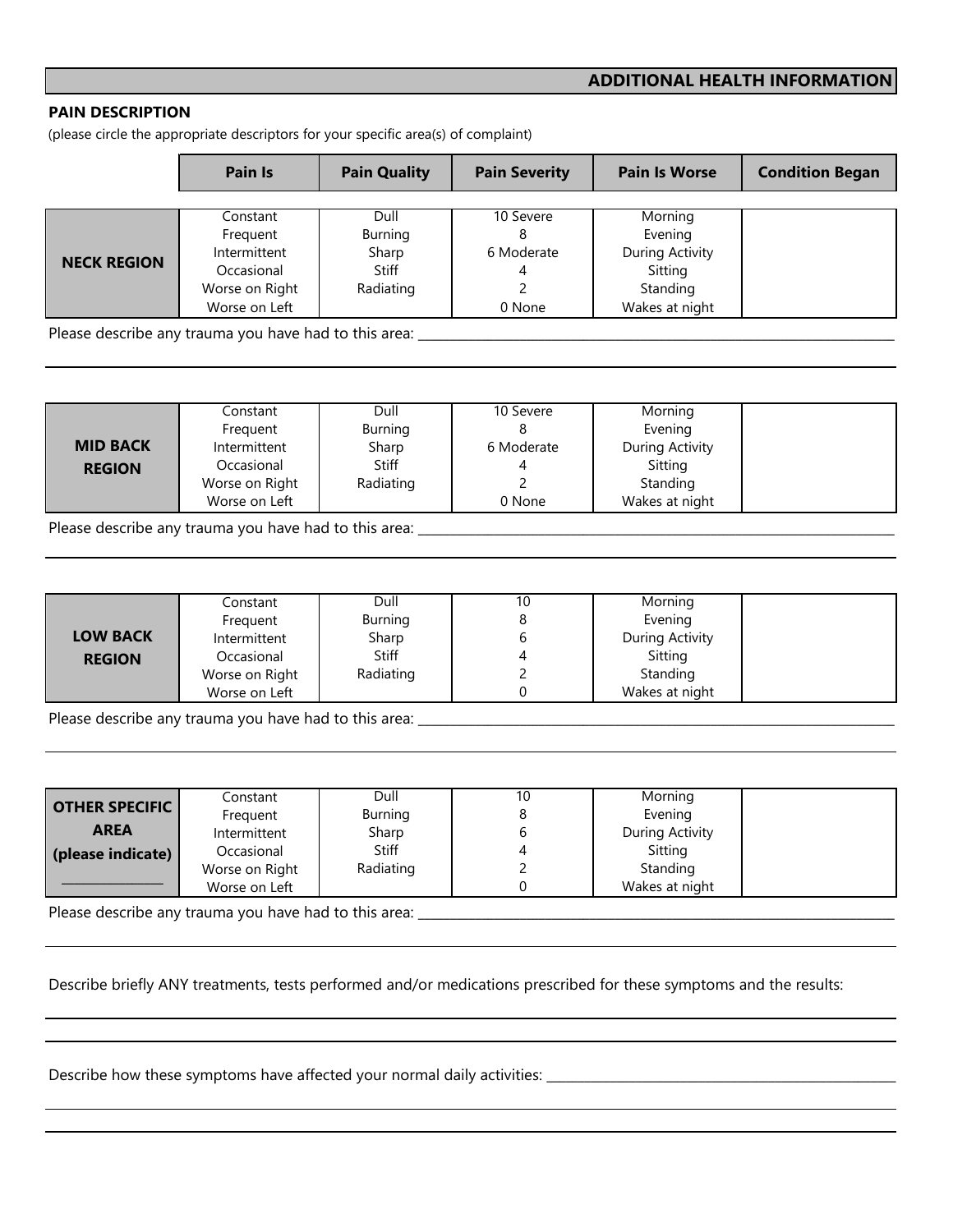## ADDITIONAL HEALTH INFORMATION

**PAIN DESCRIPTION**

(please circle the appropriate descriptors for your specific area(s) of complaint)

| | Pain Is | Pain Quality | Pain Severity | Pain Is Worse | Condition Began |
|---|---|---|---|---|---|
| **NECK REGION** | Constant<br>Frequent<br>Intermittent<br>Occasional<br>Worse on Right<br>Worse on Left | Dull<br>Burning<br>Sharp<br>Stiff<br>Radiating | 10 Severe<br>8<br>6 Moderate<br>4<br>2<br>0 None | Morning<br>Evening<br>During Activity<br>Sitting<br>Standing<br>Wakes at night | |

Please describe any trauma you have had to this area: ______________________________

______________________________

| | Pain Is | Pain Quality | Pain Severity | Pain Is Worse | Condition Began |
|---|---|---|---|---|---|
| **MID BACK REGION** | Constant<br>Frequent<br>Intermittent<br>Occasional<br>Worse on Right<br>Worse on Left | Dull<br>Burning<br>Sharp<br>Stiff<br>Radiating | 10 Severe<br>8<br>6 Moderate<br>4<br>2<br>0 None | Morning<br>Evening<br>During Activity<br>Sitting<br>Standing<br>Wakes at night | |

Please describe any trauma you have had to this area: ______________________________

______________________________

| | Pain Is | Pain Quality | Pain Severity | Pain Is Worse | Condition Began |
|---|---|---|---|---|---|
| **LOW BACK REGION** | Constant<br>Frequent<br>Intermittent<br>Occasional<br>Worse on Right<br>Worse on Left | Dull<br>Burning<br>Sharp<br>Stiff<br>Radiating | 10<br>8<br>6<br>4<br>2<br>0 | Morning<br>Evening<br>During Activity<br>Sitting<br>Standing<br>Wakes at night | |

Please describe any trauma you have had to this area: ______________________________

______________________________

| | Pain Is | Pain Quality | Pain Severity | Pain Is Worse | Condition Began |
|---|---|---|---|---|---|
| **OTHER SPECIFIC AREA (please indicate)** ______________ | Constant<br>Frequent<br>Intermittent<br>Occasional<br>Worse on Right<br>Worse on Left | Dull<br>Burning<br>Sharp<br>Stiff<br>Radiating | 10<br>8<br>6<br>4<br>2<br>0 | Morning<br>Evening<br>During Activity<br>Sitting<br>Standing<br>Wakes at night | |

Please describe any trauma you have had to this area: ______________________________

______________________________

Describe briefly ANY treatments, tests performed and/or medications prescribed for these symptoms and the results:

______________________________

______________________________

Describe how these symptoms have affected your normal daily activities: ______________________________

______________________________

______________________________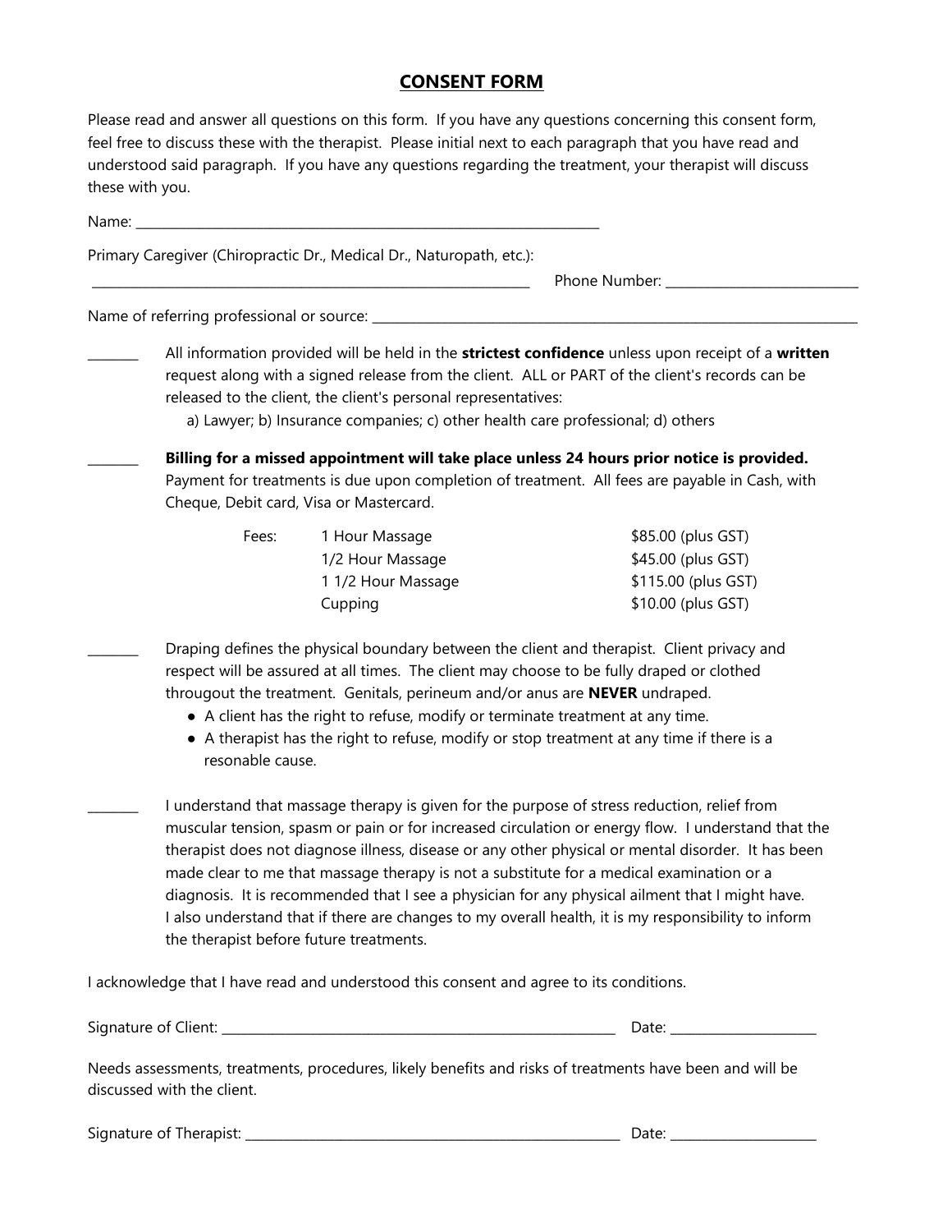# CONSENT FORM

Please read and answer all questions on this form. If you have any questions concerning this consent form, feel free to discuss these with the therapist. Please initial next to each paragraph that you have read and understood said paragraph. If you have any questions regarding the treatment, your therapist will discuss these with you.

Name: ____________________________________________________________________

Primary Caregiver (Chiropractic Dr., Medical Dr., Naturopath, etc.):

____________________________________________________________________ Phone Number: ____________________________

Name of referring professional or source: ________________________________________________________________________

________ All information provided will be held in the **strictest confidence** unless upon receipt of a **written** request along with a signed release from the client. ALL or PART of the client's records can be released to the client, the client's personal representatives:

a) Lawyer; b) Insurance companies; c) other health care professional; d) others

________ **Billing for a missed appointment will take place unless 24 hours prior notice is provided.** Payment for treatments is due upon completion of treatment. All fees are payable in Cash, with Cheque, Debit card, Visa or Mastercard.

| | | |
|---|---|---|
| Fees: | 1 Hour Massage | $85.00 (plus GST) |
| | 1/2 Hour Massage | $45.00 (plus GST) |
| | 1 1/2 Hour Massage | $115.00 (plus GST) |
| | Cupping | $10.00 (plus GST) |

________ Draping defines the physical boundary between the client and therapist. Client privacy and respect will be assured at all times. The client may choose to be fully draped or clothed througout the treatment. Genitals, perineum and/or anus are **NEVER** undraped.

- A client has the right to refuse, modify or terminate treatment at any time.
- A therapist has the right to refuse, modify or stop treatment at any time if there is a resonable cause.

________ I understand that massage therapy is given for the purpose of stress reduction, relief from muscular tension, spasm or pain or for increased circulation or energy flow. I understand that the therapist does not diagnose illness, disease or any other physical or mental disorder. It has been made clear to me that massage therapy is not a substitute for a medical examination or a diagnosis. It is recommended that I see a physician for any physical ailment that I might have. I also understand that if there are changes to my overall health, it is my responsibility to inform the therapist before future treatments.

I acknowledge that I have read and understood this consent and agree to its conditions.

Signature of Client: ____________________________________________________________ Date: _____________________

Needs assessments, treatments, procedures, likely benefits and risks of treatments have been and will be discussed with the client.

Signature of Therapist: _________________________________________________________ Date: _____________________